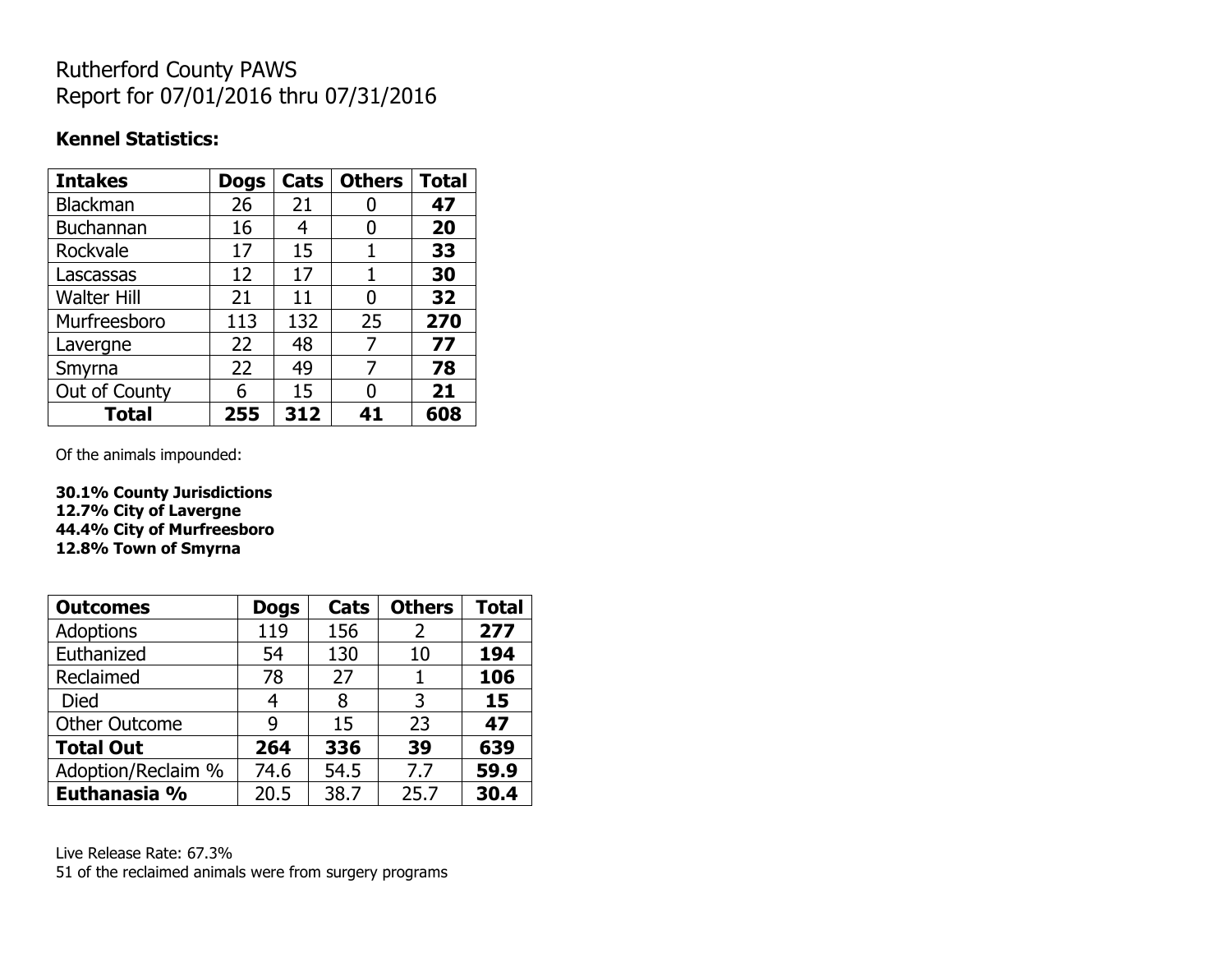# Rutherford County PAWS
# Report for 07/01/2016 thru 07/31/2016

### Kennel Statistics:

| Intakes | Dogs | Cats | Others | Total |
|---|---|---|---|---|
| Blackman | 26 | 21 | 0 | **47** |
| Buchannan | 16 | 4 | 0 | **20** |
| Rockvale | 17 | 15 | 1 | **33** |
| Lascassas | 12 | 17 | 1 | **30** |
| Walter Hill | 21 | 11 | 0 | **32** |
| Murfreesboro | 113 | 132 | 25 | **270** |
| Lavergne | 22 | 48 | 7 | **77** |
| Smyrna | 22 | 49 | 7 | **78** |
| Out of County | 6 | 15 | 0 | **21** |
| **Total** | **255** | **312** | **41** | **608** |

Of the animals impounded:

**30.1% County Jurisdictions**
**12.7% City of Lavergne**
**44.4% City of Murfreesboro**
**12.8% Town of Smyrna**

| Outcomes | Dogs | Cats | Others | Total |
|---|---|---|---|---|
| Adoptions | 119 | 156 | 2 | **277** |
| Euthanized | 54 | 130 | 10 | **194** |
| Reclaimed | 78 | 27 | 1 | **106** |
| Died | 4 | 8 | 3 | **15** |
| Other Outcome | 9 | 15 | 23 | **47** |
| **Total Out** | **264** | **336** | **39** | **639** |
| Adoption/Reclaim % | 74.6 | 54.5 | 7.7 | **59.9** |
| **Euthanasia %** | 20.5 | 38.7 | 25.7 | **30.4** |

Live Release Rate: 67.3%
51 of the reclaimed animals were from surgery programs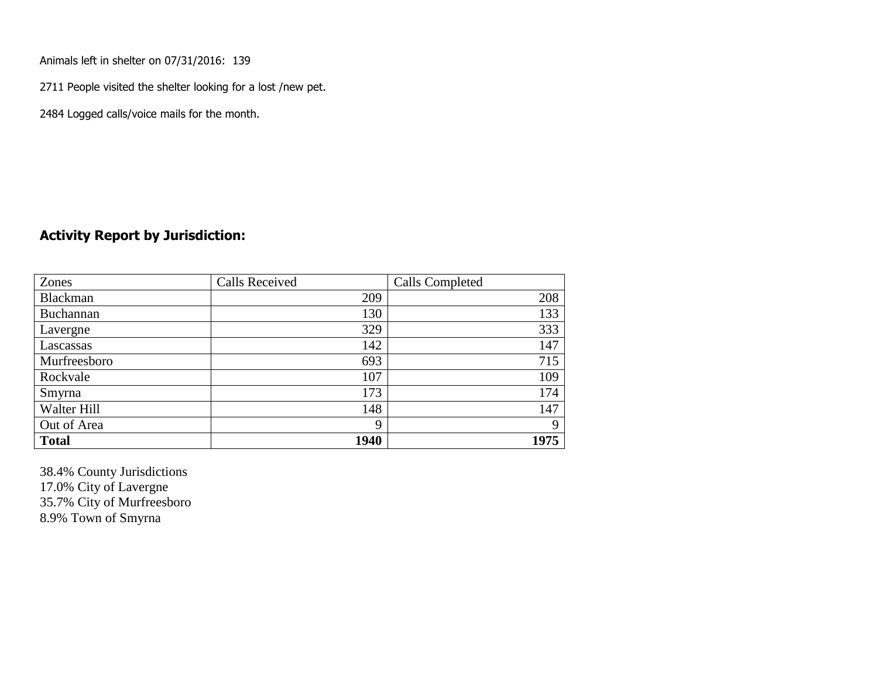Animals left in shelter on 07/31/2016: 139

2711 People visited the shelter looking for a lost /new pet.

2484 Logged calls/voice mails for the month.

## Activity Report by Jurisdiction:

| Zones | Calls Received | Calls Completed |
|---|---|---|
| Blackman | 209 | 208 |
| Buchannan | 130 | 133 |
| Lavergne | 329 | 333 |
| Lascassas | 142 | 147 |
| Murfreesboro | 693 | 715 |
| Rockvale | 107 | 109 |
| Smyrna | 173 | 174 |
| Walter Hill | 148 | 147 |
| Out of Area | 9 | 9 |
| **Total** | **1940** | **1975** |

38.4% County Jurisdictions
17.0% City of Lavergne
35.7% City of Murfreesboro
8.9% Town of Smyrna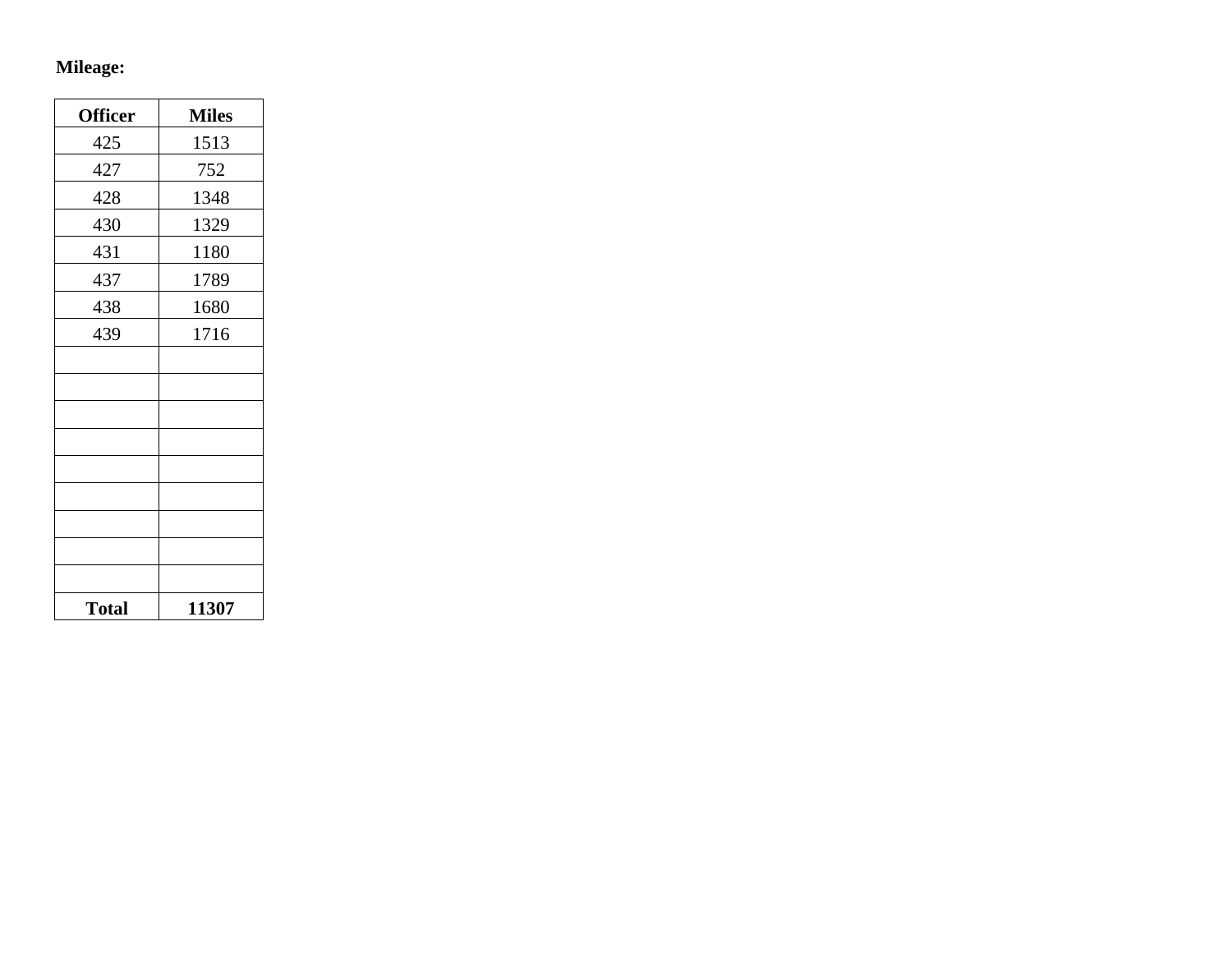**Mileage:**

| Officer | Miles |
|---|---|
| 425 | 1513 |
| 427 | 752 |
| 428 | 1348 |
| 430 | 1329 |
| 431 | 1180 |
| 437 | 1789 |
| 438 | 1680 |
| 439 | 1716 |
| | |
| | |
| | |
| | |
| | |
| | |
| | |
| | |
| | |
| **Total** | **11307** |